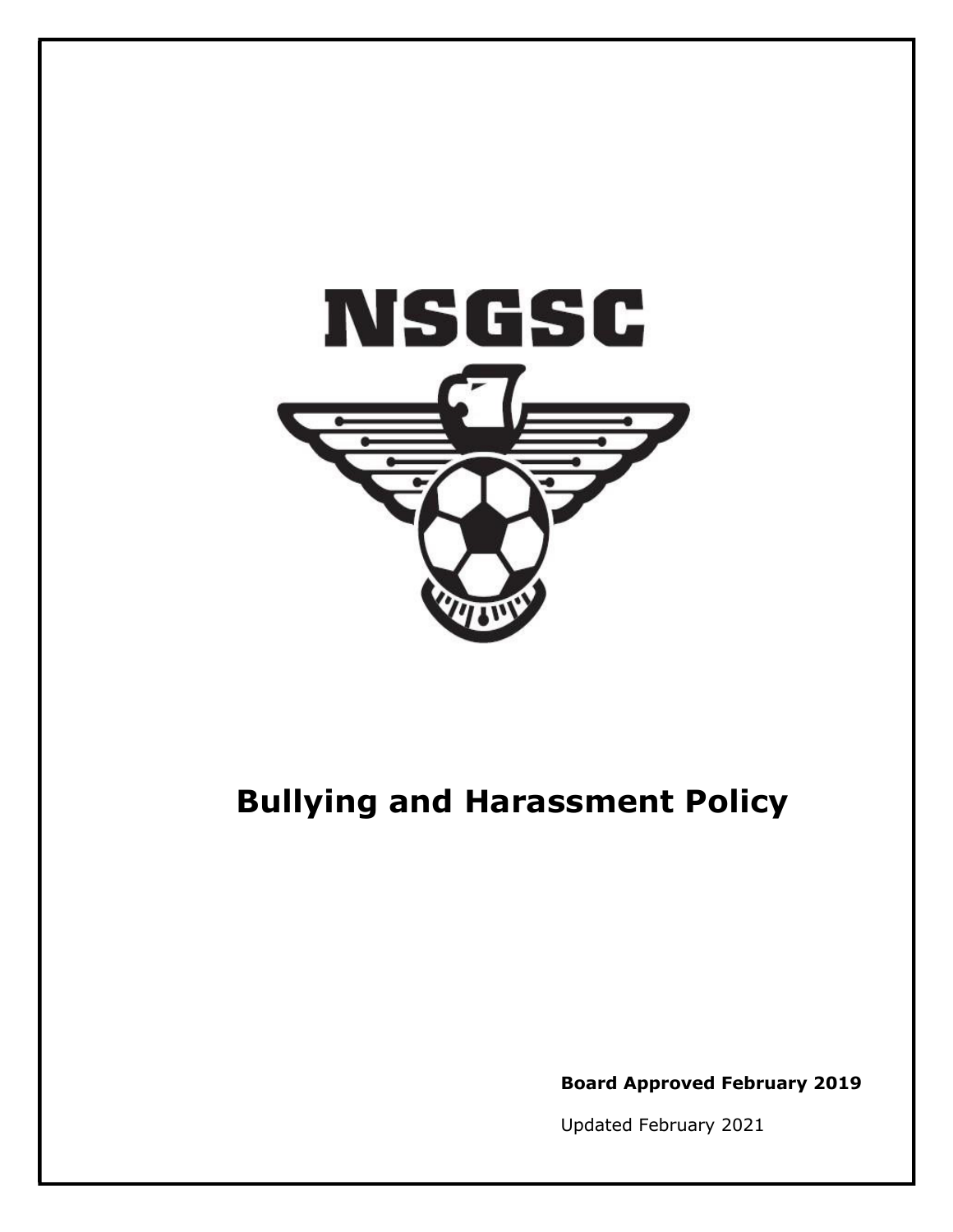NSGSC

# Bullying and Harassment Policy

**Board Approved February 2019**

Updated February 2021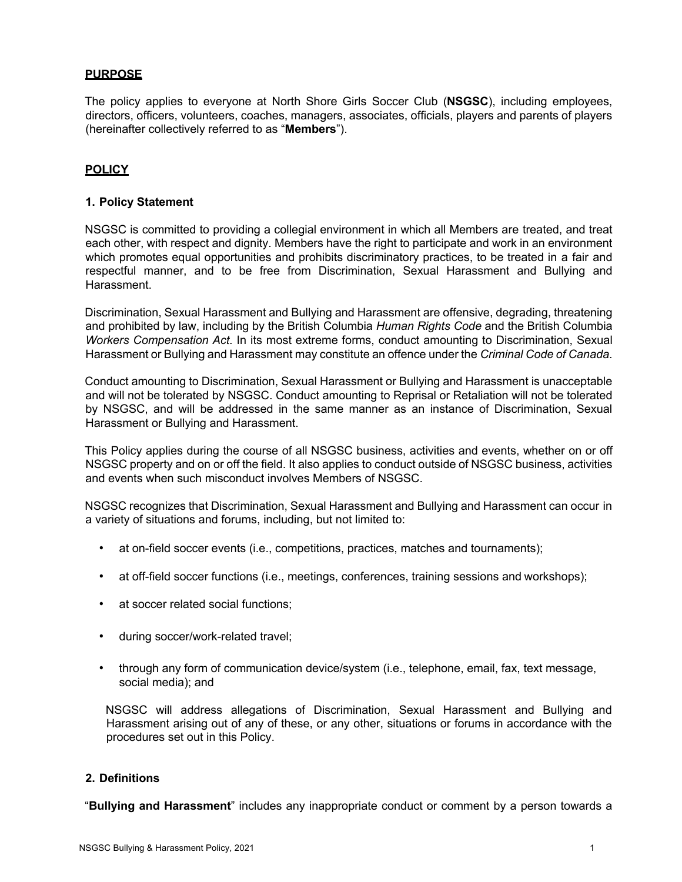## PURPOSE

The policy applies to everyone at North Shore Girls Soccer Club (**NSGSC**), including employees, directors, officers, volunteers, coaches, managers, associates, officials, players and parents of players (hereinafter collectively referred to as "**Members**").

## POLICY

### 1. Policy Statement

NSGSC is committed to providing a collegial environment in which all Members are treated, and treat each other, with respect and dignity. Members have the right to participate and work in an environment which promotes equal opportunities and prohibits discriminatory practices, to be treated in a fair and respectful manner, and to be free from Discrimination, Sexual Harassment and Bullying and Harassment.

Discrimination, Sexual Harassment and Bullying and Harassment are offensive, degrading, threatening and prohibited by law, including by the British Columbia *Human Rights Code* and the British Columbia *Workers Compensation Act*. In its most extreme forms, conduct amounting to Discrimination, Sexual Harassment or Bullying and Harassment may constitute an offence under the *Criminal Code of Canada*.

Conduct amounting to Discrimination, Sexual Harassment or Bullying and Harassment is unacceptable and will not be tolerated by NSGSC. Conduct amounting to Reprisal or Retaliation will not be tolerated by NSGSC, and will be addressed in the same manner as an instance of Discrimination, Sexual Harassment or Bullying and Harassment.

This Policy applies during the course of all NSGSC business, activities and events, whether on or off NSGSC property and on or off the field. It also applies to conduct outside of NSGSC business, activities and events when such misconduct involves Members of NSGSC.

NSGSC recognizes that Discrimination, Sexual Harassment and Bullying and Harassment can occur in a variety of situations and forums, including, but not limited to:

- at on-field soccer events (i.e., competitions, practices, matches and tournaments);
- at off-field soccer functions (i.e., meetings, conferences, training sessions and workshops);
- at soccer related social functions;
- during soccer/work-related travel;
- through any form of communication device/system (i.e., telephone, email, fax, text message, social media); and

NSGSC will address allegations of Discrimination, Sexual Harassment and Bullying and Harassment arising out of any of these, or any other, situations or forums in accordance with the procedures set out in this Policy.

### 2. Definitions

"**Bullying and Harassment**" includes any inappropriate conduct or comment by a person towards a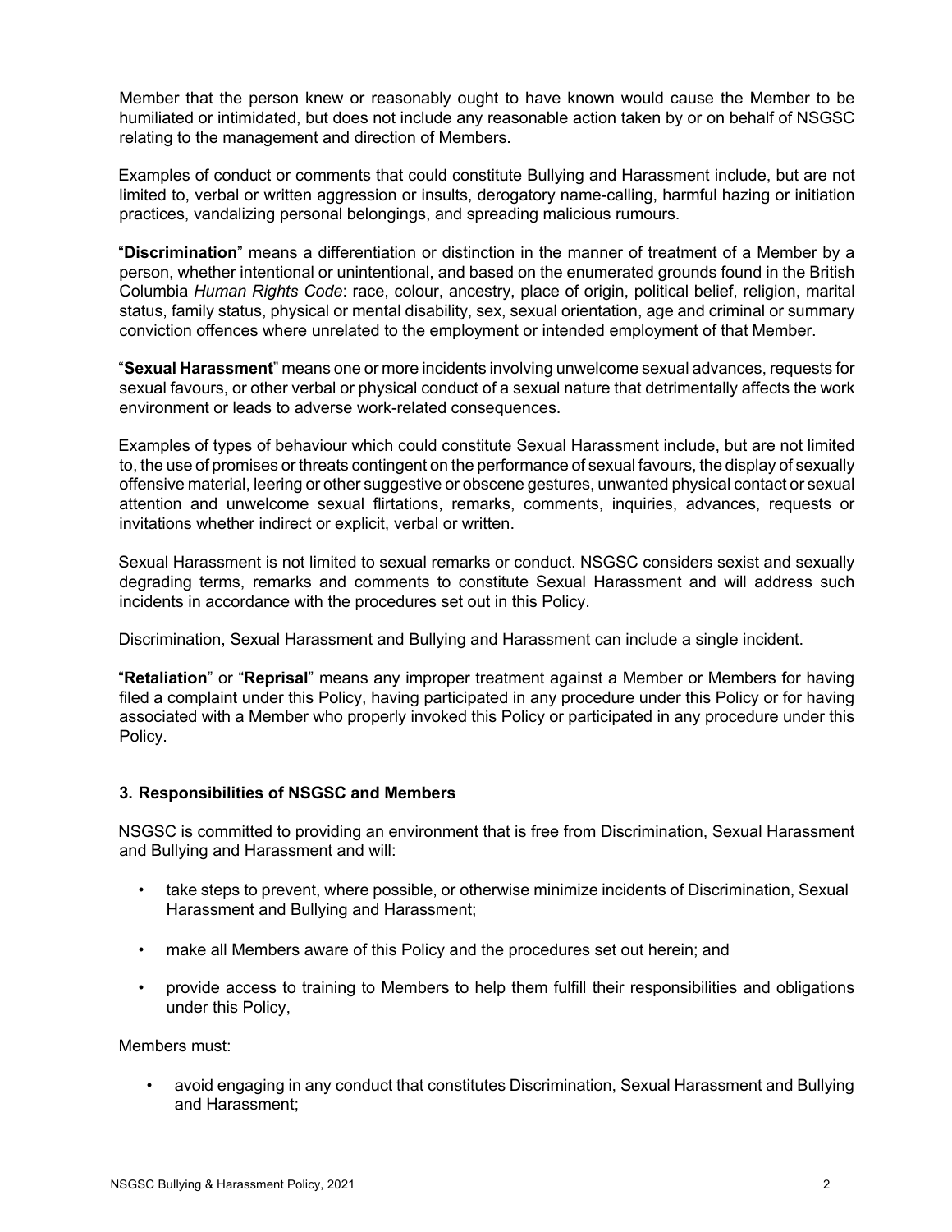Member that the person knew or reasonably ought to have known would cause the Member to be humiliated or intimidated, but does not include any reasonable action taken by or on behalf of NSGSC relating to the management and direction of Members.

Examples of conduct or comments that could constitute Bullying and Harassment include, but are not limited to, verbal or written aggression or insults, derogatory name-calling, harmful hazing or initiation practices, vandalizing personal belongings, and spreading malicious rumours.

"**Discrimination**" means a differentiation or distinction in the manner of treatment of a Member by a person, whether intentional or unintentional, and based on the enumerated grounds found in the British Columbia *Human Rights Code*: race, colour, ancestry, place of origin, political belief, religion, marital status, family status, physical or mental disability, sex, sexual orientation, age and criminal or summary conviction offences where unrelated to the employment or intended employment of that Member.

"**Sexual Harassment**" means one or more incidents involving unwelcome sexual advances, requests for sexual favours, or other verbal or physical conduct of a sexual nature that detrimentally affects the work environment or leads to adverse work-related consequences.

Examples of types of behaviour which could constitute Sexual Harassment include, but are not limited to, the use of promises or threats contingent on the performance of sexual favours, the display of sexually offensive material, leering or other suggestive or obscene gestures, unwanted physical contact or sexual attention and unwelcome sexual flirtations, remarks, comments, inquiries, advances, requests or invitations whether indirect or explicit, verbal or written.

Sexual Harassment is not limited to sexual remarks or conduct. NSGSC considers sexist and sexually degrading terms, remarks and comments to constitute Sexual Harassment and will address such incidents in accordance with the procedures set out in this Policy.

Discrimination, Sexual Harassment and Bullying and Harassment can include a single incident.

"**Retaliation**" or "**Reprisal**" means any improper treatment against a Member or Members for having filed a complaint under this Policy, having participated in any procedure under this Policy or for having associated with a Member who properly invoked this Policy or participated in any procedure under this Policy.

### 3. Responsibilities of NSGSC and Members

NSGSC is committed to providing an environment that is free from Discrimination, Sexual Harassment and Bullying and Harassment and will:

- take steps to prevent, where possible, or otherwise minimize incidents of Discrimination, Sexual Harassment and Bullying and Harassment;
- make all Members aware of this Policy and the procedures set out herein; and
- provide access to training to Members to help them fulfill their responsibilities and obligations under this Policy,

Members must:

- avoid engaging in any conduct that constitutes Discrimination, Sexual Harassment and Bullying and Harassment;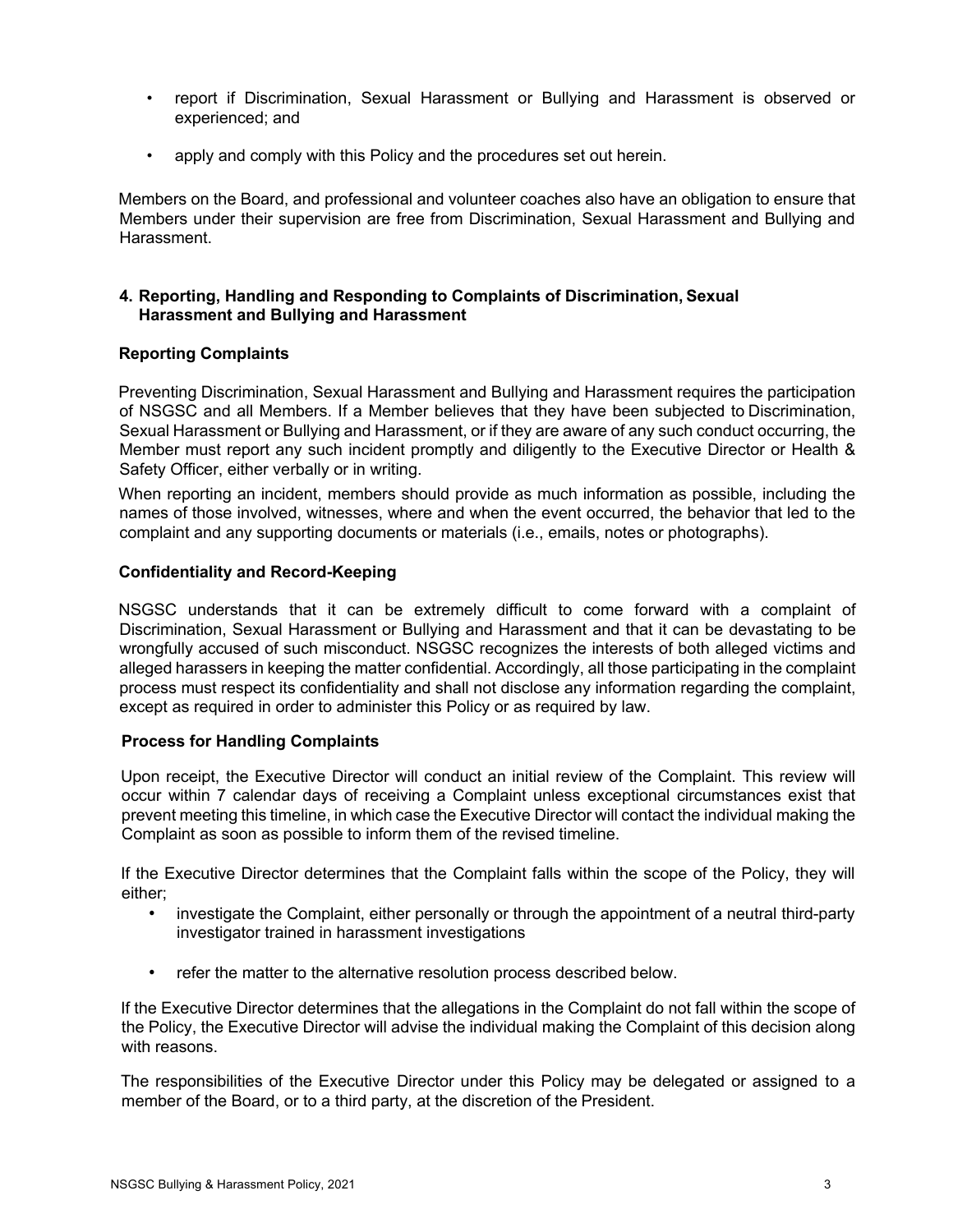- report if Discrimination, Sexual Harassment or Bullying and Harassment is observed or experienced; and
- apply and comply with this Policy and the procedures set out herein.

Members on the Board, and professional and volunteer coaches also have an obligation to ensure that Members under their supervision are free from Discrimination, Sexual Harassment and Bullying and Harassment.

## 4. Reporting, Handling and Responding to Complaints of Discrimination, Sexual Harassment and Bullying and Harassment

### Reporting Complaints

Preventing Discrimination, Sexual Harassment and Bullying and Harassment requires the participation of NSGSC and all Members. If a Member believes that they have been subjected to Discrimination, Sexual Harassment or Bullying and Harassment, or if they are aware of any such conduct occurring, the Member must report any such incident promptly and diligently to the Executive Director or Health & Safety Officer, either verbally or in writing.

When reporting an incident, members should provide as much information as possible, including the names of those involved, witnesses, where and when the event occurred, the behavior that led to the complaint and any supporting documents or materials (i.e., emails, notes or photographs).

### Confidentiality and Record-Keeping

NSGSC understands that it can be extremely difficult to come forward with a complaint of Discrimination, Sexual Harassment or Bullying and Harassment and that it can be devastating to be wrongfully accused of such misconduct. NSGSC recognizes the interests of both alleged victims and alleged harassers in keeping the matter confidential. Accordingly, all those participating in the complaint process must respect its confidentiality and shall not disclose any information regarding the complaint, except as required in order to administer this Policy or as required by law.

### Process for Handling Complaints

Upon receipt, the Executive Director will conduct an initial review of the Complaint. This review will occur within 7 calendar days of receiving a Complaint unless exceptional circumstances exist that prevent meeting this timeline, in which case the Executive Director will contact the individual making the Complaint as soon as possible to inform them of the revised timeline.

If the Executive Director determines that the Complaint falls within the scope of the Policy, they will either;

- investigate the Complaint, either personally or through the appointment of a neutral third-party investigator trained in harassment investigations
- refer the matter to the alternative resolution process described below.

If the Executive Director determines that the allegations in the Complaint do not fall within the scope of the Policy, the Executive Director will advise the individual making the Complaint of this decision along with reasons.

The responsibilities of the Executive Director under this Policy may be delegated or assigned to a member of the Board, or to a third party, at the discretion of the President.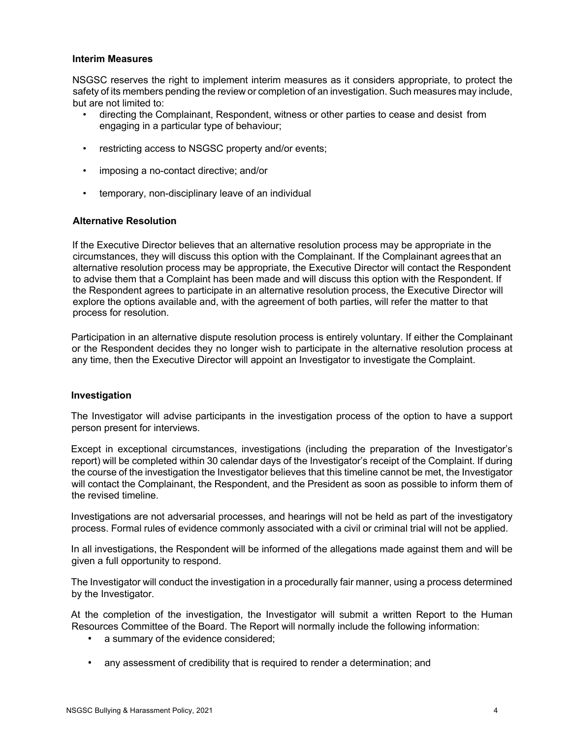### Interim Measures

NSGSC reserves the right to implement interim measures as it considers appropriate, to protect the safety of its members pending the review or completion of an investigation. Such measures may include, but are not limited to:

- directing the Complainant, Respondent, witness or other parties to cease and desist from engaging in a particular type of behaviour;
- restricting access to NSGSC property and/or events;
- imposing a no-contact directive; and/or
- temporary, non-disciplinary leave of an individual

### Alternative Resolution

If the Executive Director believes that an alternative resolution process may be appropriate in the circumstances, they will discuss this option with the Complainant. If the Complainant agrees that an alternative resolution process may be appropriate, the Executive Director will contact the Respondent to advise them that a Complaint has been made and will discuss this option with the Respondent. If the Respondent agrees to participate in an alternative resolution process, the Executive Director will explore the options available and, with the agreement of both parties, will refer the matter to that process for resolution.

Participation in an alternative dispute resolution process is entirely voluntary. If either the Complainant or the Respondent decides they no longer wish to participate in the alternative resolution process at any time, then the Executive Director will appoint an Investigator to investigate the Complaint.

### Investigation

The Investigator will advise participants in the investigation process of the option to have a support person present for interviews.

Except in exceptional circumstances, investigations (including the preparation of the Investigator's report) will be completed within 30 calendar days of the Investigator's receipt of the Complaint. If during the course of the investigation the Investigator believes that this timeline cannot be met, the Investigator will contact the Complainant, the Respondent, and the President as soon as possible to inform them of the revised timeline.

Investigations are not adversarial processes, and hearings will not be held as part of the investigatory process. Formal rules of evidence commonly associated with a civil or criminal trial will not be applied.

In all investigations, the Respondent will be informed of the allegations made against them and will be given a full opportunity to respond.

The Investigator will conduct the investigation in a procedurally fair manner, using a process determined by the Investigator.

At the completion of the investigation, the Investigator will submit a written Report to the Human Resources Committee of the Board. The Report will normally include the following information:

- a summary of the evidence considered;
- any assessment of credibility that is required to render a determination; and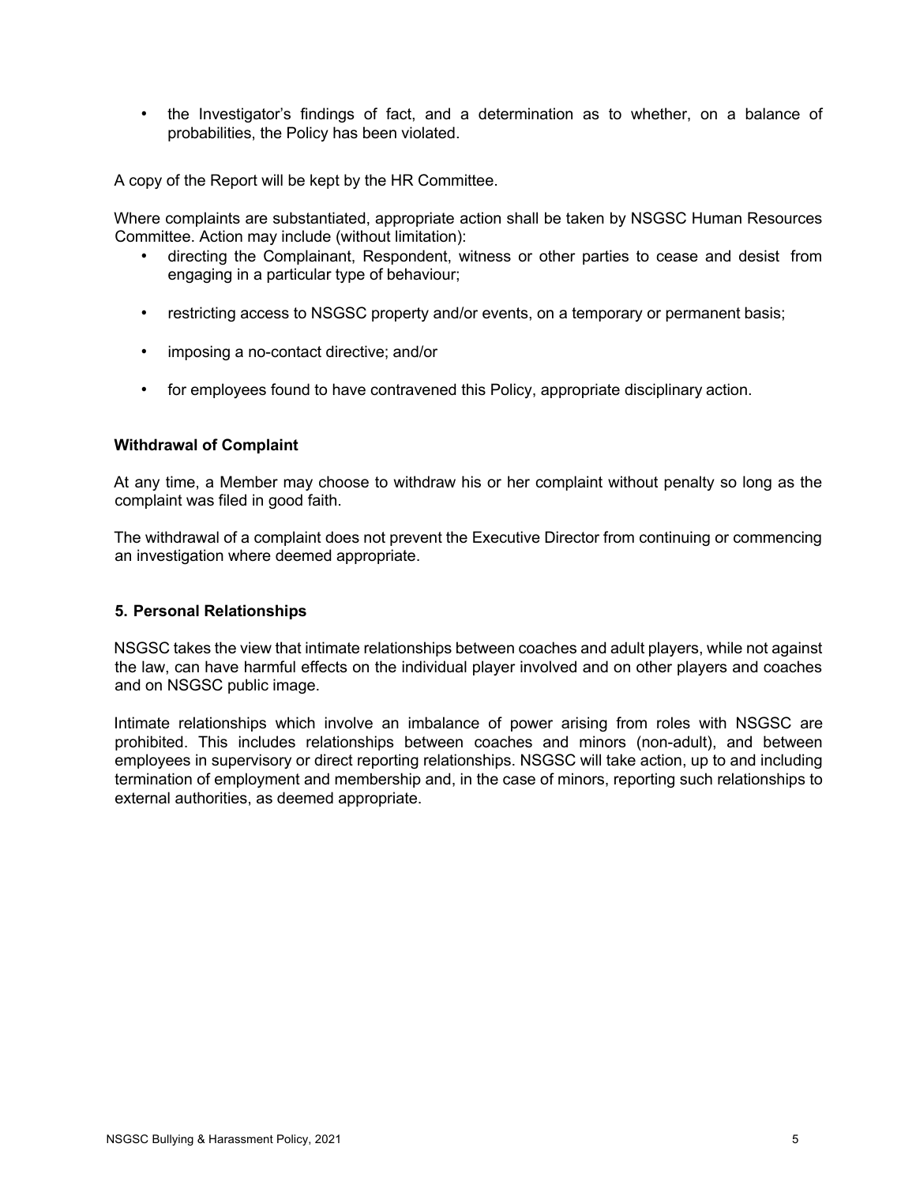- the Investigator's findings of fact, and a determination as to whether, on a balance of probabilities, the Policy has been violated.

A copy of the Report will be kept by the HR Committee.

Where complaints are substantiated, appropriate action shall be taken by NSGSC Human Resources Committee. Action may include (without limitation):

- directing the Complainant, Respondent, witness or other parties to cease and desist from engaging in a particular type of behaviour;
- restricting access to NSGSC property and/or events, on a temporary or permanent basis;
- imposing a no-contact directive; and/or
- for employees found to have contravened this Policy, appropriate disciplinary action.

### Withdrawal of Complaint

At any time, a Member may choose to withdraw his or her complaint without penalty so long as the complaint was filed in good faith.

The withdrawal of a complaint does not prevent the Executive Director from continuing or commencing an investigation where deemed appropriate.

## 5. Personal Relationships

NSGSC takes the view that intimate relationships between coaches and adult players, while not against the law, can have harmful effects on the individual player involved and on other players and coaches and on NSGSC public image.

Intimate relationships which involve an imbalance of power arising from roles with NSGSC are prohibited. This includes relationships between coaches and minors (non-adult), and between employees in supervisory or direct reporting relationships. NSGSC will take action, up to and including termination of employment and membership and, in the case of minors, reporting such relationships to external authorities, as deemed appropriate.